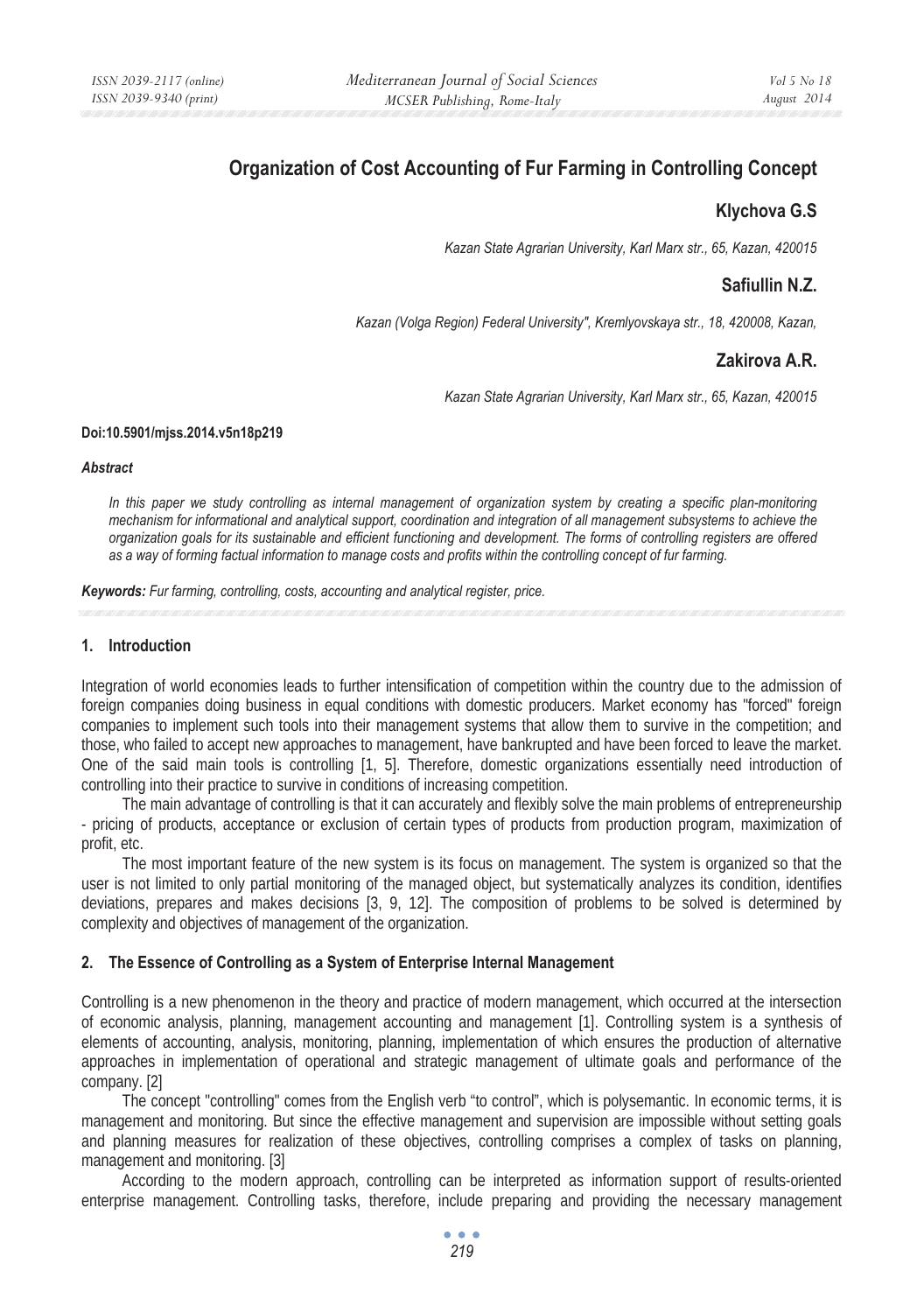# Organization of Cost Accounting of Fur Farming in Controlling Concept

**Klychova G.S**

*Kazan State Agrarian University, Karl Marx str., 65, Kazan, 420015*

**Safiullin N.Z.**

*Kazan (Volga Region) Federal University", Kremlyovskaya str., 18, 420008, Kazan,*

**Zakirova A.R.**

*Kazan State Agrarian University, Karl Marx str., 65, Kazan, 420015*

**Doi:10.5901/mjss.2014.v5n18p219**

***Abstract***

*In this paper we study controlling as internal management of organization system by creating a specific plan-monitoring mechanism for informational and analytical support, coordination and integration of all management subsystems to achieve the organization goals for its sustainable and efficient functioning and development. The forms of controlling registers are offered as a way of forming factual information to manage costs and profits within the controlling concept of fur farming.*

***Keywords:*** *Fur farming, controlling, costs, accounting and analytical register, price.*

## 1. Introduction

Integration of world economies leads to further intensification of competition within the country due to the admission of foreign companies doing business in equal conditions with domestic producers. Market economy has "forced" foreign companies to implement such tools into their management systems that allow them to survive in the competition; and those, who failed to accept new approaches to management, have bankrupted and have been forced to leave the market. One of the said main tools is controlling [1, 5]. Therefore, domestic organizations essentially need introduction of controlling into their practice to survive in conditions of increasing competition.

The main advantage of controlling is that it can accurately and flexibly solve the main problems of entrepreneurship - pricing of products, acceptance or exclusion of certain types of products from production program, maximization of profit, etc.

The most important feature of the new system is its focus on management. The system is organized so that the user is not limited to only partial monitoring of the managed object, but systematically analyzes its condition, identifies deviations, prepares and makes decisions [3, 9, 12]. The composition of problems to be solved is determined by complexity and objectives of management of the organization.

## 2. The Essence of Controlling as a System of Enterprise Internal Management

Controlling is a new phenomenon in the theory and practice of modern management, which occurred at the intersection of economic analysis, planning, management accounting and management [1]. Controlling system is a synthesis of elements of accounting, analysis, monitoring, planning, implementation of which ensures the production of alternative approaches in implementation of operational and strategic management of ultimate goals and performance of the company. [2]

The concept "controlling" comes from the English verb "to control", which is polysemantic. In economic terms, it is management and monitoring. But since the effective management and supervision are impossible without setting goals and planning measures for realization of these objectives, controlling comprises a complex of tasks on planning, management and monitoring. [3]

According to the modern approach, controlling can be interpreted as information support of results-oriented enterprise management. Controlling tasks, therefore, include preparing and providing the necessary management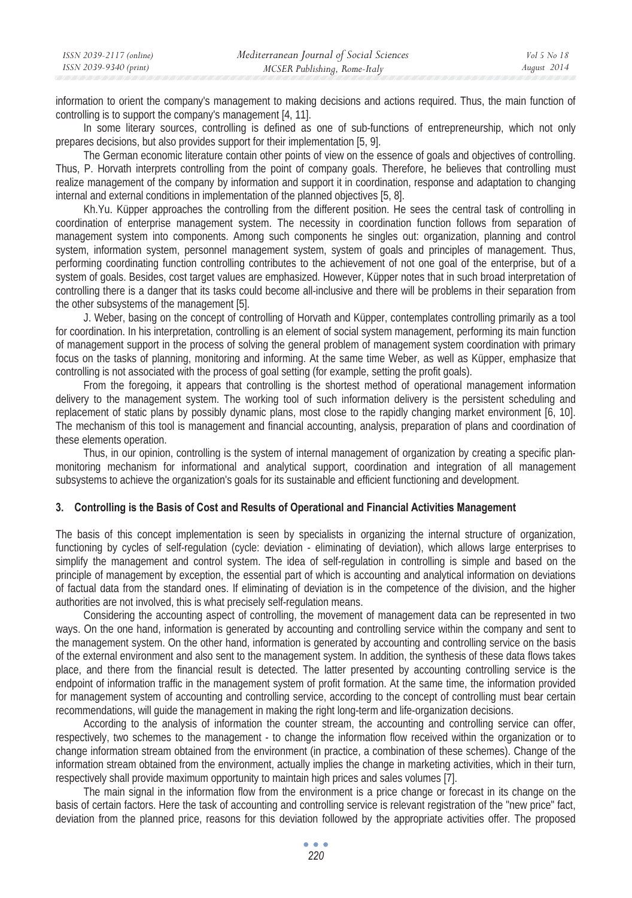information to orient the company's management to making decisions and actions required. Thus, the main function of controlling is to support the company's management [4, 11].

In some literary sources, controlling is defined as one of sub-functions of entrepreneurship, which not only prepares decisions, but also provides support for their implementation [5, 9].

The German economic literature contain other points of view on the essence of goals and objectives of controlling. Thus, P. Horvath interprets controlling from the point of company goals. Therefore, he believes that controlling must realize management of the company by information and support it in coordination, response and adaptation to changing internal and external conditions in implementation of the planned objectives [5, 8].

Kh.Yu. Küpper approaches the controlling from the different position. He sees the central task of controlling in coordination of enterprise management system. The necessity in coordination function follows from separation of management system into components. Among such components he singles out: organization, planning and control system, information system, personnel management system, system of goals and principles of management. Thus, performing coordinating function controlling contributes to the achievement of not one goal of the enterprise, but of a system of goals. Besides, cost target values are emphasized. However, Küpper notes that in such broad interpretation of controlling there is a danger that its tasks could become all-inclusive and there will be problems in their separation from the other subsystems of the management [5].

J. Weber, basing on the concept of controlling of Horvath and Küpper, contemplates controlling primarily as a tool for coordination. In his interpretation, controlling is an element of social system management, performing its main function of management support in the process of solving the general problem of management system coordination with primary focus on the tasks of planning, monitoring and informing. At the same time Weber, as well as Küpper, emphasize that controlling is not associated with the process of goal setting (for example, setting the profit goals).

From the foregoing, it appears that controlling is the shortest method of operational management information delivery to the management system. The working tool of such information delivery is the persistent scheduling and replacement of static plans by possibly dynamic plans, most close to the rapidly changing market environment [6, 10]. The mechanism of this tool is management and financial accounting, analysis, preparation of plans and coordination of these elements operation.

Thus, in our opinion, controlling is the system of internal management of organization by creating a specific plan-monitoring mechanism for informational and analytical support, coordination and integration of all management subsystems to achieve the organization's goals for its sustainable and efficient functioning and development.

## 3. Controlling is the Basis of Cost and Results of Operational and Financial Activities Management

The basis of this concept implementation is seen by specialists in organizing the internal structure of organization, functioning by cycles of self-regulation (cycle: deviation - eliminating of deviation), which allows large enterprises to simplify the management and control system. The idea of self-regulation in controlling is simple and based on the principle of management by exception, the essential part of which is accounting and analytical information on deviations of factual data from the standard ones. If eliminating of deviation is in the competence of the division, and the higher authorities are not involved, this is what precisely self-regulation means.

Considering the accounting aspect of controlling, the movement of management data can be represented in two ways. On the one hand, information is generated by accounting and controlling service within the company and sent to the management system. On the other hand, information is generated by accounting and controlling service on the basis of the external environment and also sent to the management system. In addition, the synthesis of these data flows takes place, and there from the financial result is detected. The latter presented by accounting controlling service is the endpoint of information traffic in the management system of profit formation. At the same time, the information provided for management system of accounting and controlling service, according to the concept of controlling must bear certain recommendations, will guide the management in making the right long-term and life-organization decisions.

According to the analysis of information the counter stream, the accounting and controlling service can offer, respectively, two schemes to the management - to change the information flow received within the organization or to change information stream obtained from the environment (in practice, a combination of these schemes). Change of the information stream obtained from the environment, actually implies the change in marketing activities, which in their turn, respectively shall provide maximum opportunity to maintain high prices and sales volumes [7].

The main signal in the information flow from the environment is a price change or forecast in its change on the basis of certain factors. Here the task of accounting and controlling service is relevant registration of the "new price" fact, deviation from the planned price, reasons for this deviation followed by the appropriate activities offer. The proposed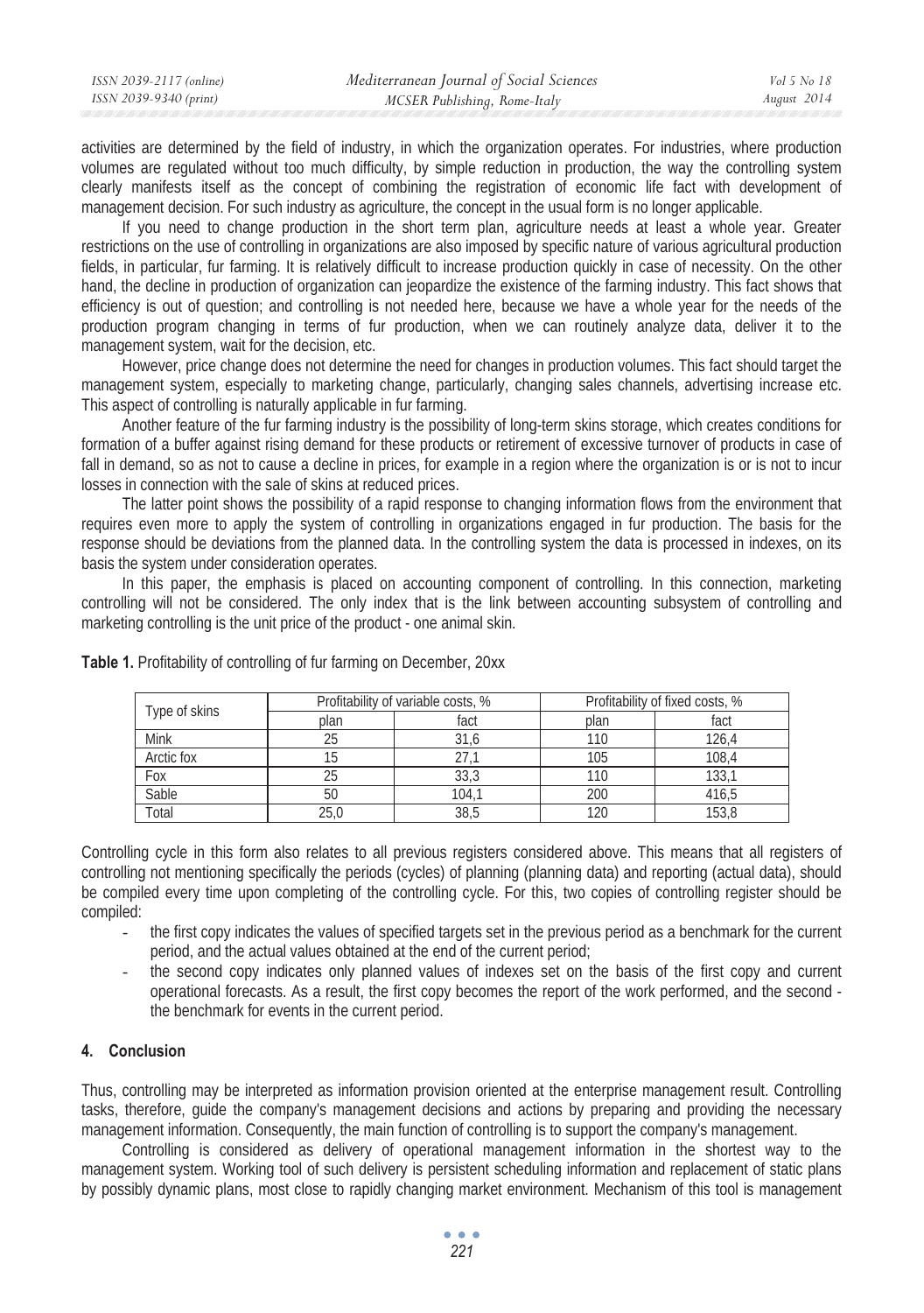activities are determined by the field of industry, in which the organization operates. For industries, where production volumes are regulated without too much difficulty, by simple reduction in production, the way the controlling system clearly manifests itself as the concept of combining the registration of economic life fact with development of management decision. For such industry as agriculture, the concept in the usual form is no longer applicable.

If you need to change production in the short term plan, agriculture needs at least a whole year. Greater restrictions on the use of controlling in organizations are also imposed by specific nature of various agricultural production fields, in particular, fur farming. It is relatively difficult to increase production quickly in case of necessity. On the other hand, the decline in production of organization can jeopardize the existence of the farming industry. This fact shows that efficiency is out of question; and controlling is not needed here, because we have a whole year for the needs of the production program changing in terms of fur production, when we can routinely analyze data, deliver it to the management system, wait for the decision, etc.

However, price change does not determine the need for changes in production volumes. This fact should target the management system, especially to marketing change, particularly, changing sales channels, advertising increase etc. This aspect of controlling is naturally applicable in fur farming.

Another feature of the fur farming industry is the possibility of long-term skins storage, which creates conditions for formation of a buffer against rising demand for these products or retirement of excessive turnover of products in case of fall in demand, so as not to cause a decline in prices, for example in a region where the organization is or is not to incur losses in connection with the sale of skins at reduced prices.

The latter point shows the possibility of a rapid response to changing information flows from the environment that requires even more to apply the system of controlling in organizations engaged in fur production. The basis for the response should be deviations from the planned data. In the controlling system the data is processed in indexes, on its basis the system under consideration operates.

In this paper, the emphasis is placed on accounting component of controlling. In this connection, marketing controlling will not be considered. The only index that is the link between accounting subsystem of controlling and marketing controlling is the unit price of the product - one animal skin.

**Table 1.** Profitability of controlling of fur farming on December, 20xx

| Type of skins | Profitability of variable costs, % | | Profitability of fixed costs, % | |
|---|---|---|---|---|
| | plan | fact | plan | fact |
| Mink | 25 | 31,6 | 110 | 126,4 |
| Arctic fox | 15 | 27,1 | 105 | 108,4 |
| Fox | 25 | 33,3 | 110 | 133,1 |
| Sable | 50 | 104,1 | 200 | 416,5 |
| Total | 25,0 | 38,5 | 120 | 153,8 |

Controlling cycle in this form also relates to all previous registers considered above. This means that all registers of controlling not mentioning specifically the periods (cycles) of planning (planning data) and reporting (actual data), should be compiled every time upon completing of the controlling cycle. For this, two copies of controlling register should be compiled:

- the first copy indicates the values of specified targets set in the previous period as a benchmark for the current period, and the actual values obtained at the end of the current period;
- the second copy indicates only planned values of indexes set on the basis of the first copy and current operational forecasts. As a result, the first copy becomes the report of the work performed, and the second - the benchmark for events in the current period.

## 4. Conclusion

Thus, controlling may be interpreted as information provision oriented at the enterprise management result. Controlling tasks, therefore, guide the company's management decisions and actions by preparing and providing the necessary management information. Consequently, the main function of controlling is to support the company's management.

Controlling is considered as delivery of operational management information in the shortest way to the management system. Working tool of such delivery is persistent scheduling information and replacement of static plans by possibly dynamic plans, most close to rapidly changing market environment. Mechanism of this tool is management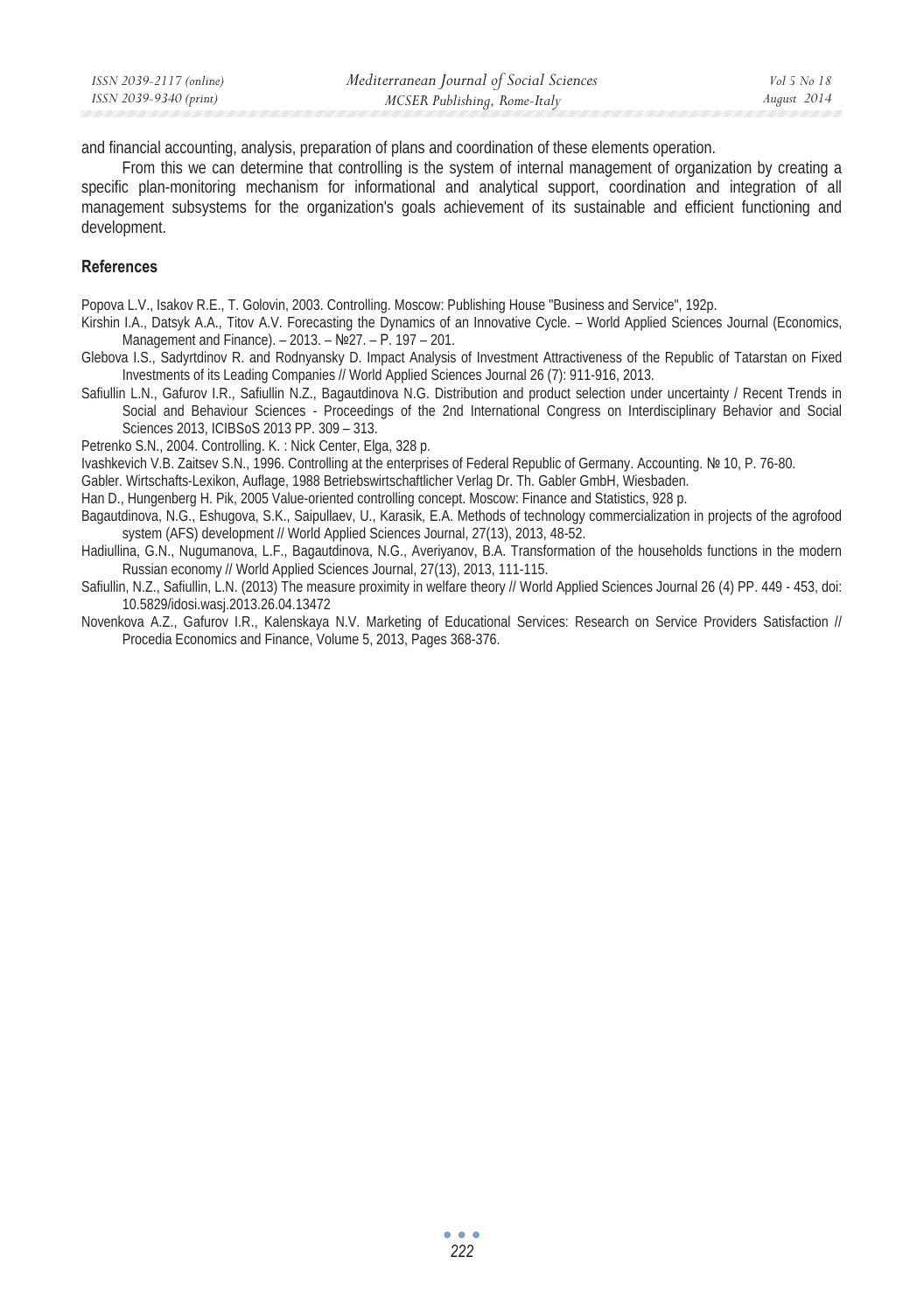and financial accounting, analysis, preparation of plans and coordination of these elements operation.

From this we can determine that controlling is the system of internal management of organization by creating a specific plan-monitoring mechanism for informational and analytical support, coordination and integration of all management subsystems for the organization's goals achievement of its sustainable and efficient functioning and development.

## References

Popova L.V., Isakov R.E., T. Golovin, 2003. Controlling. Moscow: Publishing House "Business and Service", 192p.

Kirshin I.A., Datsyk A.A., Titov A.V. Forecasting the Dynamics of an Innovative Cycle. – World Applied Sciences Journal (Economics, Management and Finance). – 2013. – №27. – P. 197 – 201.

Glebova I.S., Sadyrtdinov R. and Rodnyansky D. Impact Analysis of Investment Attractiveness of the Republic of Tatarstan on Fixed Investments of its Leading Companies // World Applied Sciences Journal 26 (7): 911-916, 2013.

Safiullin L.N., Gafurov I.R., Safiullin N.Z., Bagautdinova N.G. Distribution and product selection under uncertainty / Recent Trends in Social and Behaviour Sciences - Proceedings of the 2nd International Congress on Interdisciplinary Behavior and Social Sciences 2013, ICIBSoS 2013 PP. 309 – 313.

Petrenko S.N., 2004. Controlling. K. : Nick Center, Elga, 328 p.

Ivashkevich V.B. Zaitsev S.N., 1996. Controlling at the enterprises of Federal Republic of Germany. Accounting. № 10, P. 76-80.

Gabler. Wirtschafts-Lexikon, Auflage, 1988 Betriebswirtschaftlicher Verlag Dr. Th. Gabler GmbH, Wiesbaden.

Han D., Hungenberg H. Pik, 2005 Value-oriented controlling concept. Moscow: Finance and Statistics, 928 p.

Bagautdinova, N.G., Eshugova, S.K., Saipullaev, U., Karasik, E.A. Methods of technology commercialization in projects of the agrofood system (AFS) development // World Applied Sciences Journal, 27(13), 2013, 48-52.

Hadiullina, G.N., Nugumanova, L.F., Bagautdinova, N.G., Averiyanov, B.A. Transformation of the households functions in the modern Russian economy // World Applied Sciences Journal, 27(13), 2013, 111-115.

Safiullin, N.Z., Safiullin, L.N. (2013) The measure proximity in welfare theory // World Applied Sciences Journal 26 (4) PP. 449 - 453, doi: 10.5829/idosi.wasj.2013.26.04.13472

Novenkova A.Z., Gafurov I.R., Kalenskaya N.V. Marketing of Educational Services: Research on Service Providers Satisfaction // Procedia Economics and Finance, Volume 5, 2013, Pages 368-376.